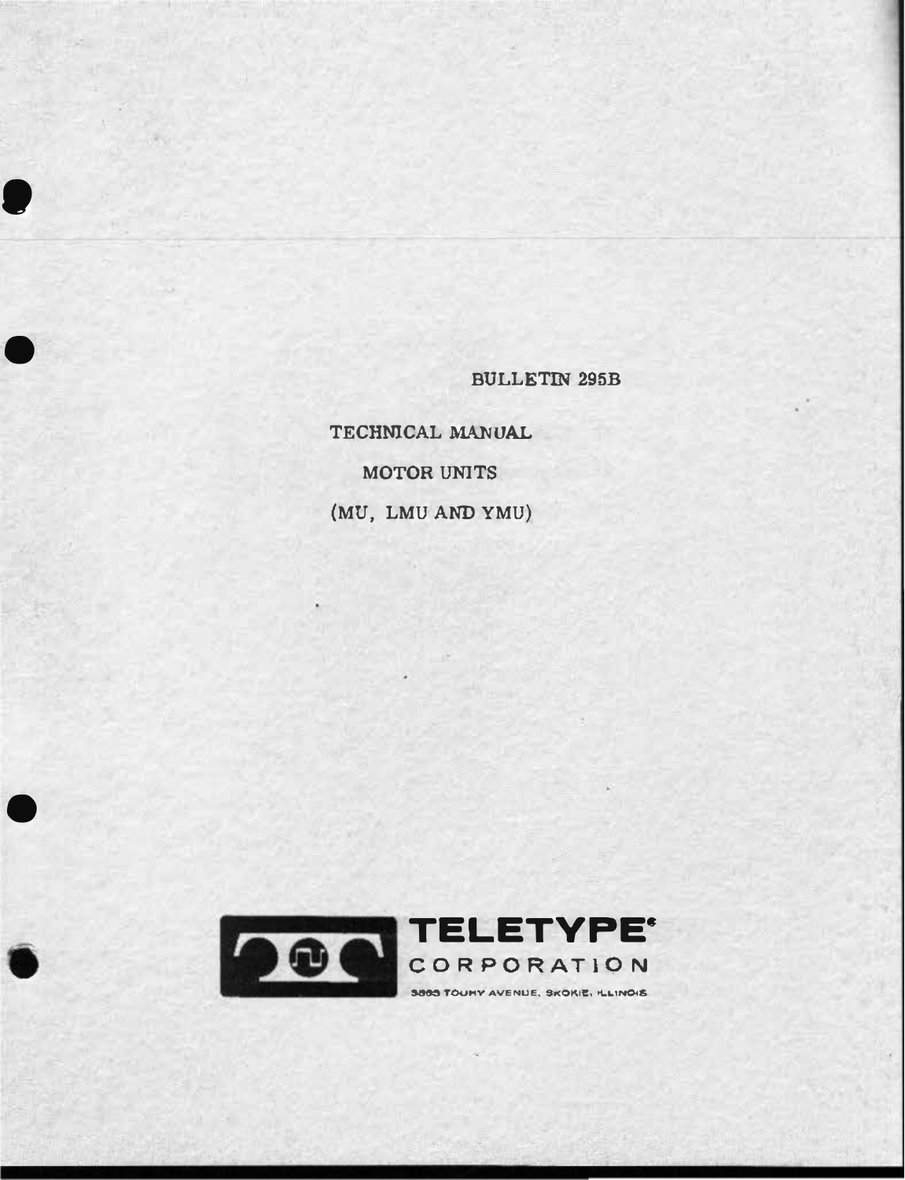BULLETIN 295B

# TECHNICAL MANUAL

## MOTOR UNITS

## (MU, LMU AND YMU)

**TELETYPE®**

**CORPORATION**

5555 TOUHY AVENUE, SKOKIE, ILLINOIS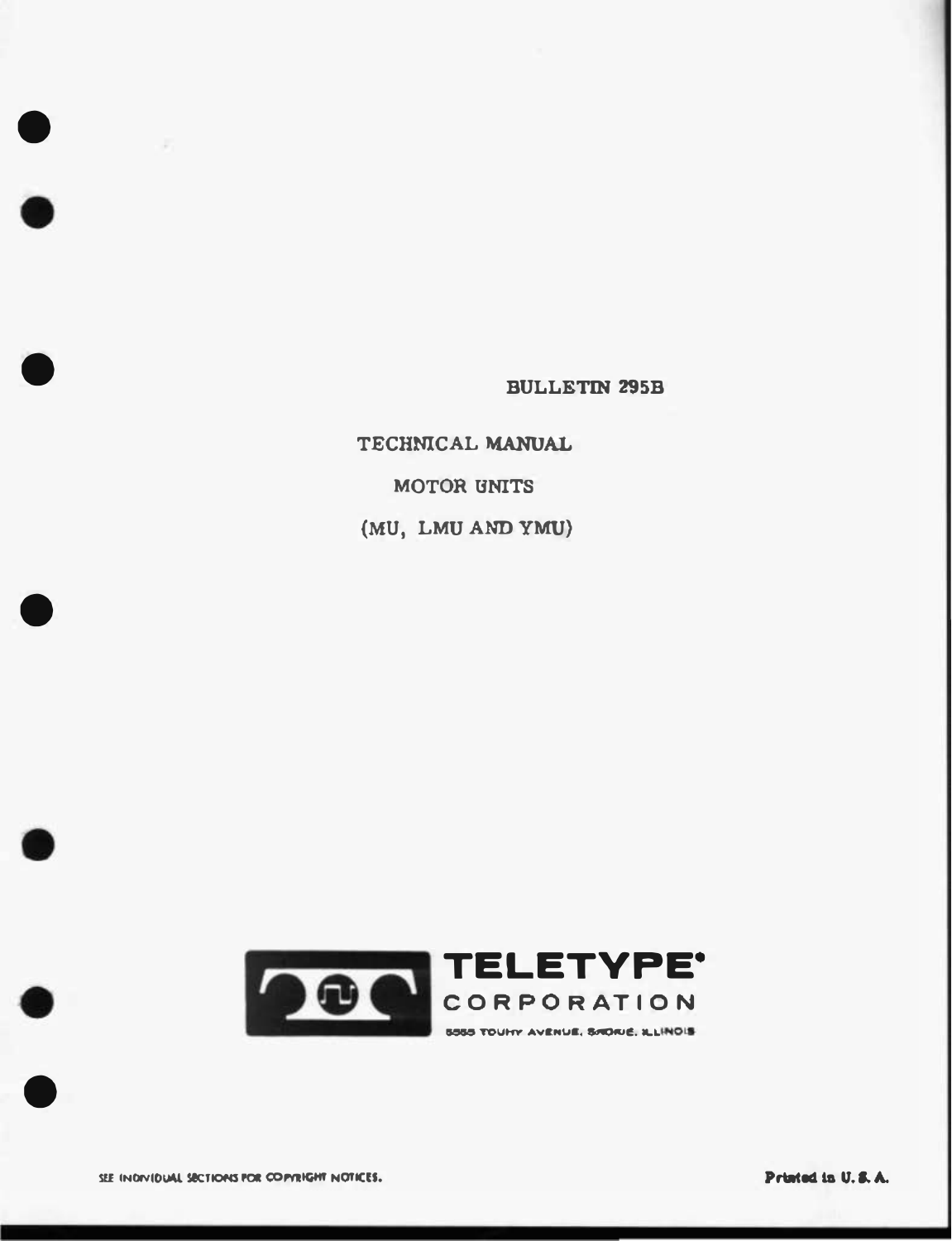BULLETIN 295B

# TECHNICAL MANUAL

## MOTOR UNITS

## (MU, LMU AND YMU)

**TELETYPE®**
**CORPORATION**
5555 TOUHY AVENUE, SKOKIE, ILLINOIS

SEE INDIVIDUAL SECTIONS FOR COPYRIGHT NOTICES.

**Printed in U. S. A.**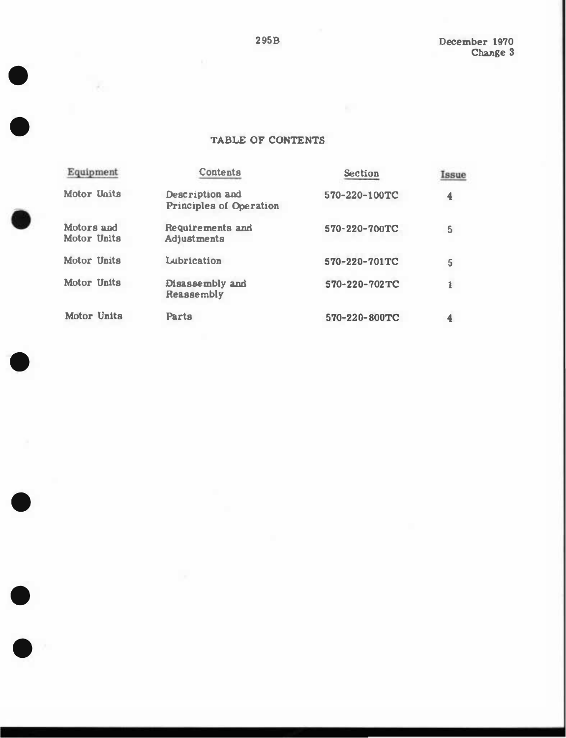295B

December 1970
Change 3

## TABLE OF CONTENTS

| Equipment | Contents | Section | Issue |
|---|---|---|---|
| Motor Units | Description and Principles of Operation | 570-220-100TC | 4 |
| Motors and Motor Units | Requirements and Adjustments | 570-220-700TC | 5 |
| Motor Units | Lubrication | 570-220-701TC | 5 |
| Motor Units | Disassembly and Reassembly | 570-220-702TC | 1 |
| Motor Units | Parts | 570-220-800TC | 4 |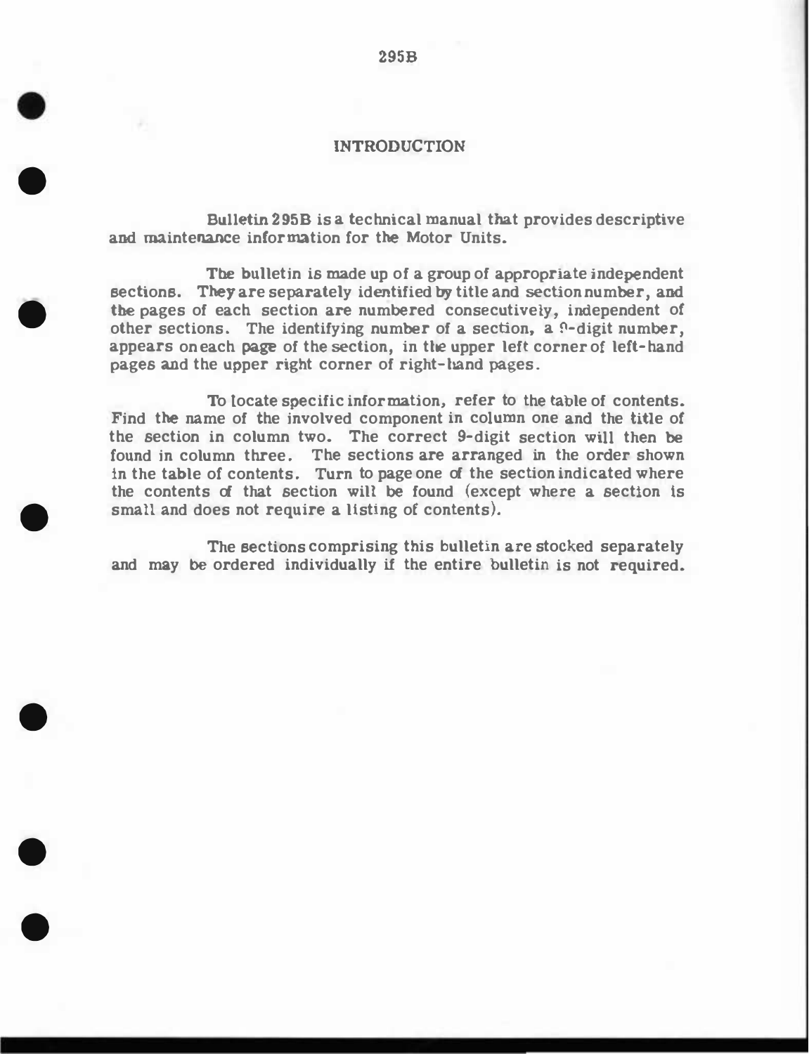# INTRODUCTION

Bulletin 295B is a technical manual that provides descriptive and maintenance information for the Motor Units.

The bulletin is made up of a group of appropriate independent sections. They are separately identified by title and section number, and the pages of each section are numbered consecutively, independent of other sections. The identifying number of a section, a 9-digit number, appears on each page of the section, in the upper left corner of left-hand pages and the upper right corner of right-hand pages.

To locate specific information, refer to the table of contents. Find the name of the involved component in column one and the title of the section in column two. The correct 9-digit section will then be found in column three. The sections are arranged in the order shown in the table of contents. Turn to page one of the section indicated where the contents of that section will be found (except where a section is small and does not require a listing of contents).

The sections comprising this bulletin are stocked separately and may be ordered individually if the entire bulletin is not required.